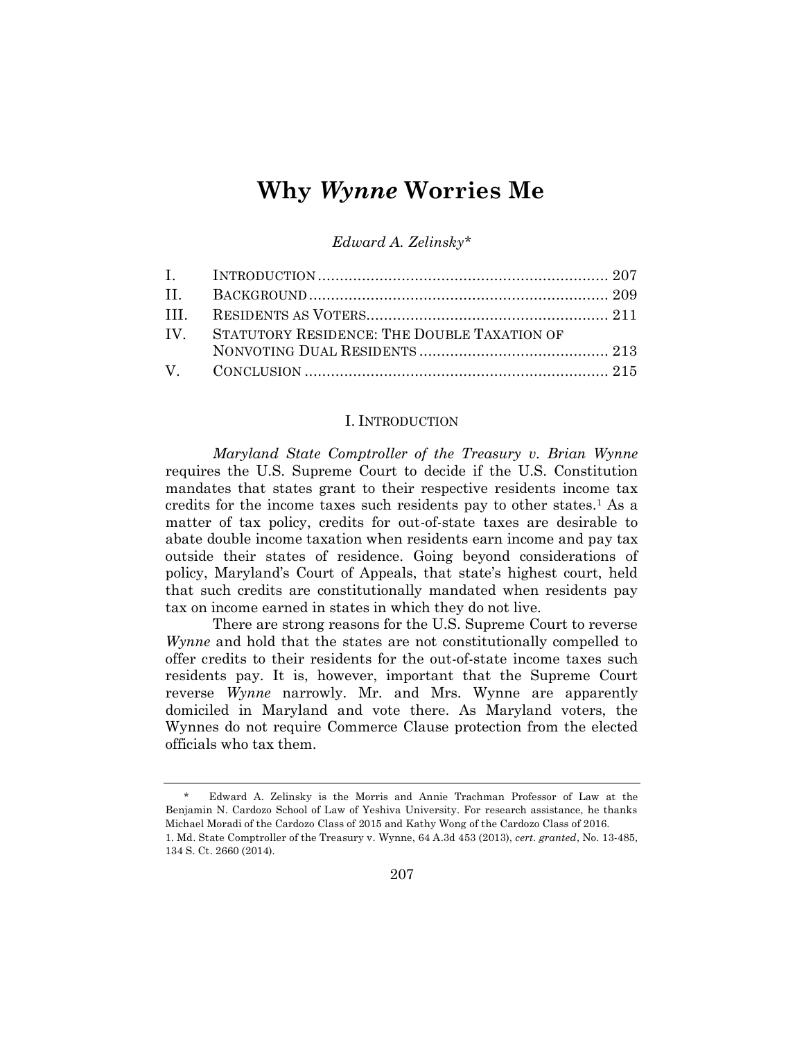# Why *Wynne* Worries Me

*Edward A. Zelinsky\**

| | | |
|---|---|---|
| I. | INTRODUCTION | 207 |
| II. | BACKGROUND | 209 |
| III. | RESIDENTS AS VOTERS | 211 |
| IV. | STATUTORY RESIDENCE: THE DOUBLE TAXATION OF NONVOTING DUAL RESIDENTS | 213 |
| V. | CONCLUSION | 215 |

## I. INTRODUCTION

*Maryland State Comptroller of the Treasury v. Brian Wynne* requires the U.S. Supreme Court to decide if the U.S. Constitution mandates that states grant to their respective residents income tax credits for the income taxes such residents pay to other states.[1] As a matter of tax policy, credits for out-of-state taxes are desirable to abate double income taxation when residents earn income and pay tax outside their states of residence. Going beyond considerations of policy, Maryland's Court of Appeals, that state's highest court, held that such credits are constitutionally mandated when residents pay tax on income earned in states in which they do not live.

There are strong reasons for the U.S. Supreme Court to reverse *Wynne* and hold that the states are not constitutionally compelled to offer credits to their residents for the out-of-state income taxes such residents pay. It is, however, important that the Supreme Court reverse *Wynne* narrowly. Mr. and Mrs. Wynne are apparently domiciled in Maryland and vote there. As Maryland voters, the Wynnes do not require Commerce Clause protection from the elected officials who tax them.

---

\* Edward A. Zelinsky is the Morris and Annie Trachman Professor of Law at the Benjamin N. Cardozo School of Law of Yeshiva University. For research assistance, he thanks Michael Moradi of the Cardozo Class of 2015 and Kathy Wong of the Cardozo Class of 2016.

1. Md. State Comptroller of the Treasury v. Wynne, 64 A.3d 453 (2013), *cert. granted*, No. 13-485, 134 S. Ct. 2660 (2014).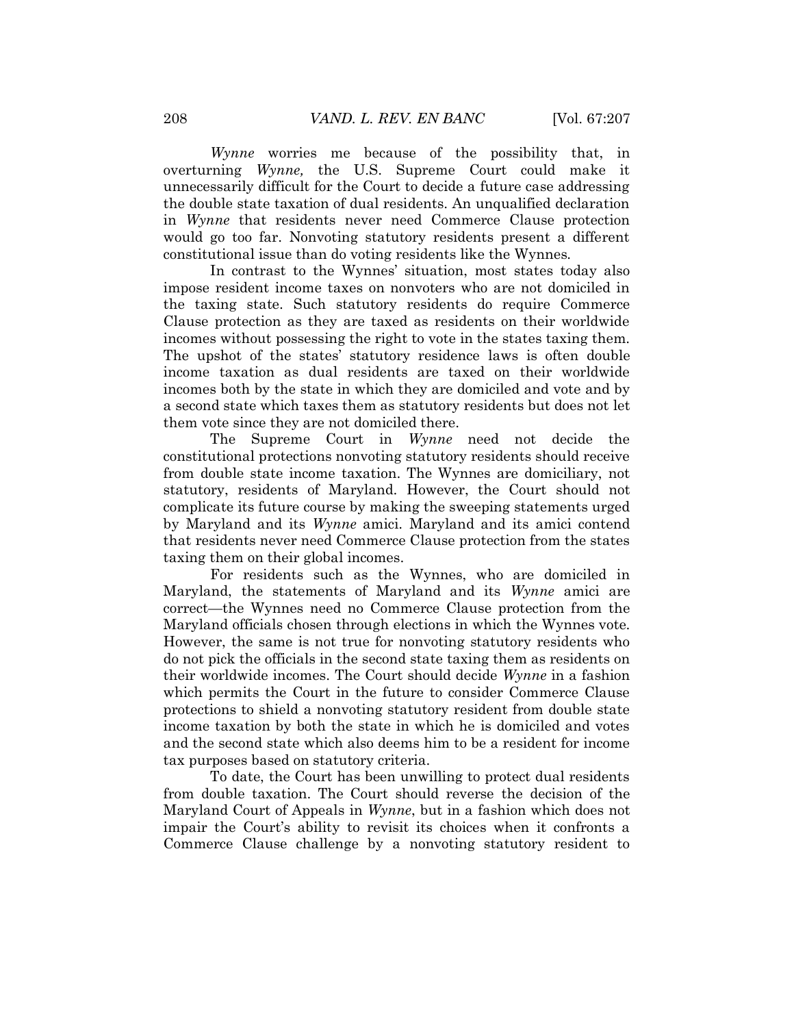*Wynne* worries me because of the possibility that, in overturning *Wynne,* the U.S. Supreme Court could make it unnecessarily difficult for the Court to decide a future case addressing the double state taxation of dual residents. An unqualified declaration in *Wynne* that residents never need Commerce Clause protection would go too far. Nonvoting statutory residents present a different constitutional issue than do voting residents like the Wynnes.

In contrast to the Wynnes' situation, most states today also impose resident income taxes on nonvoters who are not domiciled in the taxing state. Such statutory residents do require Commerce Clause protection as they are taxed as residents on their worldwide incomes without possessing the right to vote in the states taxing them. The upshot of the states' statutory residence laws is often double income taxation as dual residents are taxed on their worldwide incomes both by the state in which they are domiciled and vote and by a second state which taxes them as statutory residents but does not let them vote since they are not domiciled there.

The Supreme Court in *Wynne* need not decide the constitutional protections nonvoting statutory residents should receive from double state income taxation. The Wynnes are domiciliary, not statutory, residents of Maryland. However, the Court should not complicate its future course by making the sweeping statements urged by Maryland and its *Wynne* amici. Maryland and its amici contend that residents never need Commerce Clause protection from the states taxing them on their global incomes.

For residents such as the Wynnes, who are domiciled in Maryland, the statements of Maryland and its *Wynne* amici are correct—the Wynnes need no Commerce Clause protection from the Maryland officials chosen through elections in which the Wynnes vote. However, the same is not true for nonvoting statutory residents who do not pick the officials in the second state taxing them as residents on their worldwide incomes. The Court should decide *Wynne* in a fashion which permits the Court in the future to consider Commerce Clause protections to shield a nonvoting statutory resident from double state income taxation by both the state in which he is domiciled and votes and the second state which also deems him to be a resident for income tax purposes based on statutory criteria.

To date, the Court has been unwilling to protect dual residents from double taxation. The Court should reverse the decision of the Maryland Court of Appeals in *Wynne*, but in a fashion which does not impair the Court's ability to revisit its choices when it confronts a Commerce Clause challenge by a nonvoting statutory resident to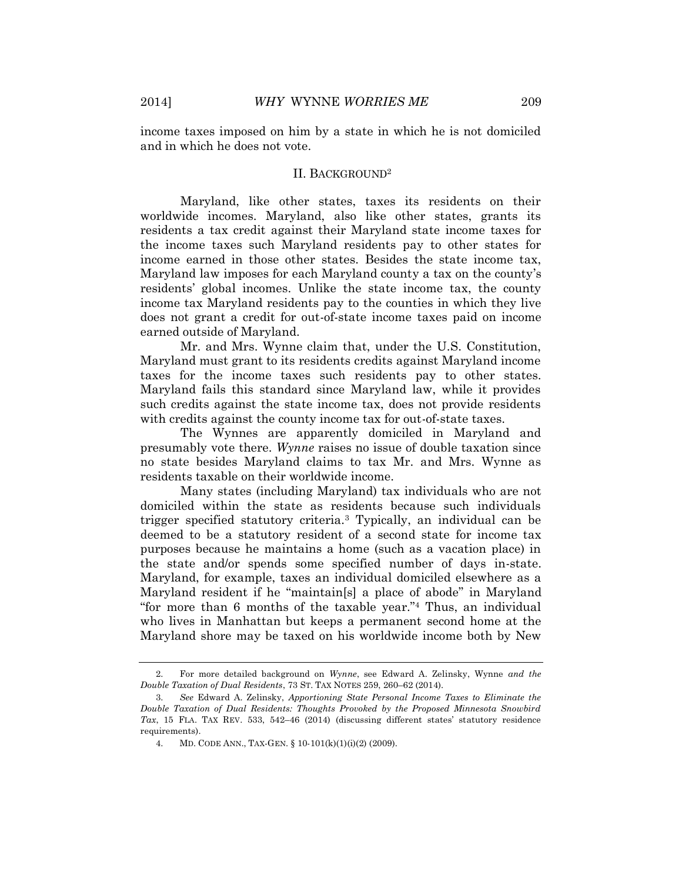income taxes imposed on him by a state in which he is not domiciled and in which he does not vote.

## II. BACKGROUND[2]

Maryland, like other states, taxes its residents on their worldwide incomes. Maryland, also like other states, grants its residents a tax credit against their Maryland state income taxes for the income taxes such Maryland residents pay to other states for income earned in those other states. Besides the state income tax, Maryland law imposes for each Maryland county a tax on the county's residents' global incomes. Unlike the state income tax, the county income tax Maryland residents pay to the counties in which they live does not grant a credit for out-of-state income taxes paid on income earned outside of Maryland.

Mr. and Mrs. Wynne claim that, under the U.S. Constitution, Maryland must grant to its residents credits against Maryland income taxes for the income taxes such residents pay to other states. Maryland fails this standard since Maryland law, while it provides such credits against the state income tax, does not provide residents with credits against the county income tax for out-of-state taxes.

The Wynnes are apparently domiciled in Maryland and presumably vote there. *Wynne* raises no issue of double taxation since no state besides Maryland claims to tax Mr. and Mrs. Wynne as residents taxable on their worldwide income.

Many states (including Maryland) tax individuals who are not domiciled within the state as residents because such individuals trigger specified statutory criteria.[3] Typically, an individual can be deemed to be a statutory resident of a second state for income tax purposes because he maintains a home (such as a vacation place) in the state and/or spends some specified number of days in-state. Maryland, for example, taxes an individual domiciled elsewhere as a Maryland resident if he "maintain[s] a place of abode" in Maryland "for more than 6 months of the taxable year."[4] Thus, an individual who lives in Manhattan but keeps a permanent second home at the Maryland shore may be taxed on his worldwide income both by New

---

2. For more detailed background on *Wynne*, see Edward A. Zelinsky, Wynne *and the Double Taxation of Dual Residents*, 73 ST. TAX NOTES 259, 260–62 (2014).

3. *See* Edward A. Zelinsky, *Apportioning State Personal Income Taxes to Eliminate the Double Taxation of Dual Residents: Thoughts Provoked by the Proposed Minnesota Snowbird Tax*, 15 FLA. TAX REV. 533, 542–46 (2014) (discussing different states' statutory residence requirements).

4. MD. CODE ANN., TAX-GEN. § 10-101(k)(1)(i)(2) (2009).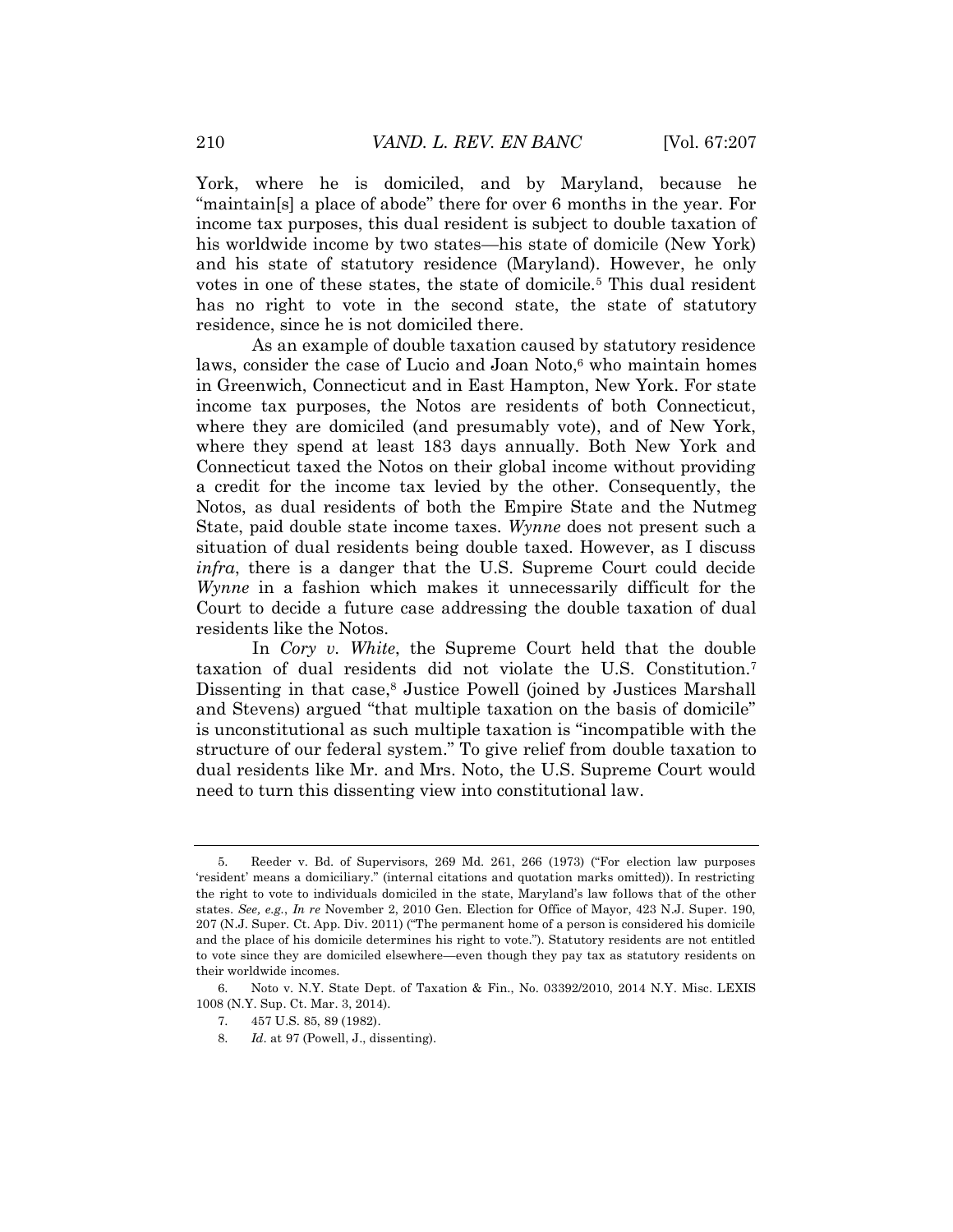York, where he is domiciled, and by Maryland, because he "maintain[s] a place of abode" there for over 6 months in the year. For income tax purposes, this dual resident is subject to double taxation of his worldwide income by two states—his state of domicile (New York) and his state of statutory residence (Maryland). However, he only votes in one of these states, the state of domicile.[5] This dual resident has no right to vote in the second state, the state of statutory residence, since he is not domiciled there.

As an example of double taxation caused by statutory residence laws, consider the case of Lucio and Joan Noto,[6] who maintain homes in Greenwich, Connecticut and in East Hampton, New York. For state income tax purposes, the Notos are residents of both Connecticut, where they are domiciled (and presumably vote), and of New York, where they spend at least 183 days annually. Both New York and Connecticut taxed the Notos on their global income without providing a credit for the income tax levied by the other. Consequently, the Notos, as dual residents of both the Empire State and the Nutmeg State, paid double state income taxes. *Wynne* does not present such a situation of dual residents being double taxed. However, as I discuss *infra*, there is a danger that the U.S. Supreme Court could decide *Wynne* in a fashion which makes it unnecessarily difficult for the Court to decide a future case addressing the double taxation of dual residents like the Notos.

In *Cory v. White*, the Supreme Court held that the double taxation of dual residents did not violate the U.S. Constitution.[7] Dissenting in that case,[8] Justice Powell (joined by Justices Marshall and Stevens) argued "that multiple taxation on the basis of domicile" is unconstitutional as such multiple taxation is "incompatible with the structure of our federal system." To give relief from double taxation to dual residents like Mr. and Mrs. Noto, the U.S. Supreme Court would need to turn this dissenting view into constitutional law.

---

5. Reeder v. Bd. of Supervisors, 269 Md. 261, 266 (1973) ("For election law purposes 'resident' means a domiciliary." (internal citations and quotation marks omitted)). In restricting the right to vote to individuals domiciled in the state, Maryland's law follows that of the other states. *See, e.g.*, *In re* November 2, 2010 Gen. Election for Office of Mayor, 423 N.J. Super. 190, 207 (N.J. Super. Ct. App. Div. 2011) ("The permanent home of a person is considered his domicile and the place of his domicile determines his right to vote."). Statutory residents are not entitled to vote since they are domiciled elsewhere—even though they pay tax as statutory residents on their worldwide incomes.

6. Noto v. N.Y. State Dept. of Taxation & Fin., No. 03392/2010, 2014 N.Y. Misc. LEXIS 1008 (N.Y. Sup. Ct. Mar. 3, 2014).

7. 457 U.S. 85, 89 (1982).

8. *Id*. at 97 (Powell, J., dissenting).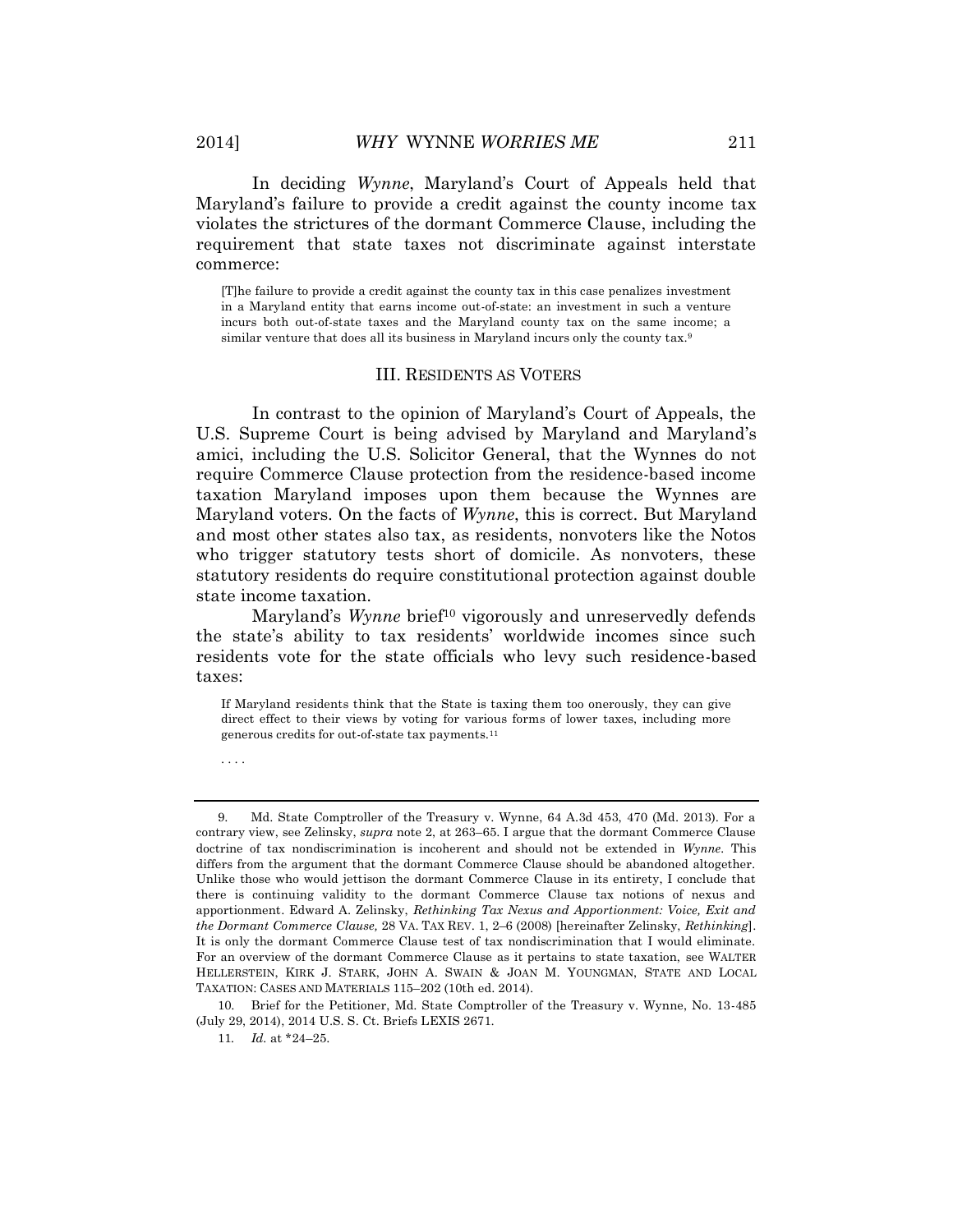In deciding *Wynne*, Maryland's Court of Appeals held that Maryland's failure to provide a credit against the county income tax violates the strictures of the dormant Commerce Clause, including the requirement that state taxes not discriminate against interstate commerce:

> [T]he failure to provide a credit against the county tax in this case penalizes investment in a Maryland entity that earns income out-of-state: an investment in such a venture incurs both out-of-state taxes and the Maryland county tax on the same income; a similar venture that does all its business in Maryland incurs only the county tax.[9]

## III. RESIDENTS AS VOTERS

In contrast to the opinion of Maryland's Court of Appeals, the U.S. Supreme Court is being advised by Maryland and Maryland's amici, including the U.S. Solicitor General, that the Wynnes do not require Commerce Clause protection from the residence-based income taxation Maryland imposes upon them because the Wynnes are Maryland voters. On the facts of *Wynne*, this is correct. But Maryland and most other states also tax, as residents, nonvoters like the Notos who trigger statutory tests short of domicile. As nonvoters, these statutory residents do require constitutional protection against double state income taxation.

Maryland's *Wynne* brief[10] vigorously and unreservedly defends the state's ability to tax residents' worldwide incomes since such residents vote for the state officials who levy such residence-based taxes:

> If Maryland residents think that the State is taxing them too onerously, they can give direct effect to their views by voting for various forms of lower taxes, including more generous credits for out-of-state tax payments.[11]
>
> . . . .

---

9. Md. State Comptroller of the Treasury v. Wynne, 64 A.3d 453, 470 (Md. 2013). For a contrary view, see Zelinsky, *supra* note 2, at 263–65. I argue that the dormant Commerce Clause doctrine of tax nondiscrimination is incoherent and should not be extended in *Wynne*. This differs from the argument that the dormant Commerce Clause should be abandoned altogether. Unlike those who would jettison the dormant Commerce Clause in its entirety, I conclude that there is continuing validity to the dormant Commerce Clause tax notions of nexus and apportionment. Edward A. Zelinsky, *Rethinking Tax Nexus and Apportionment: Voice, Exit and the Dormant Commerce Clause,* 28 VA. TAX REV. 1, 2–6 (2008) [hereinafter Zelinsky, *Rethinking*]. It is only the dormant Commerce Clause test of tax nondiscrimination that I would eliminate. For an overview of the dormant Commerce Clause as it pertains to state taxation, see WALTER HELLERSTEIN, KIRK J. STARK, JOHN A. SWAIN & JOAN M. YOUNGMAN, STATE AND LOCAL TAXATION: CASES AND MATERIALS 115–202 (10th ed. 2014).

10. Brief for the Petitioner, Md. State Comptroller of the Treasury v. Wynne, No. 13-485 (July 29, 2014), 2014 U.S. S. Ct. Briefs LEXIS 2671.

11. *Id.* at \*24–25.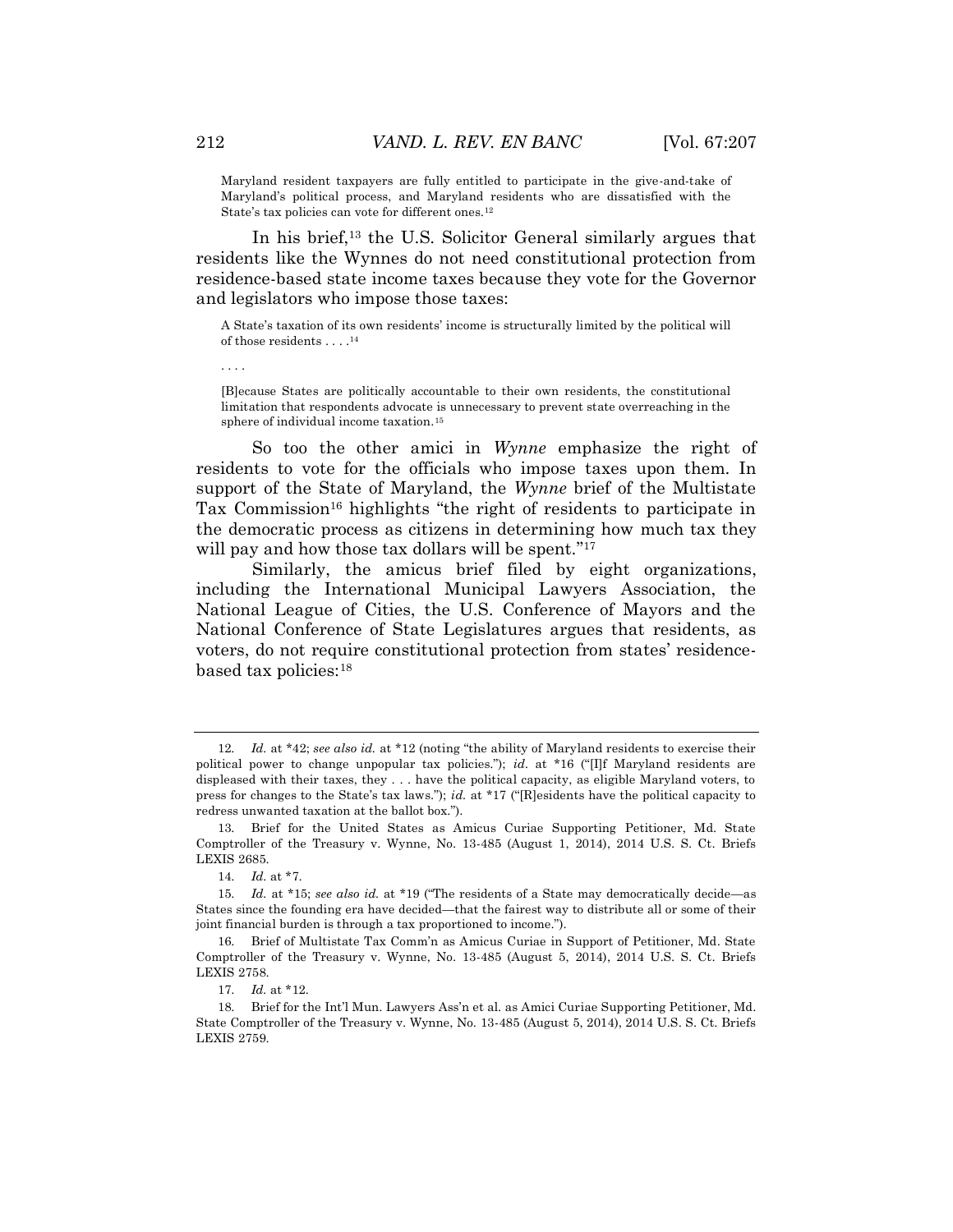> Maryland resident taxpayers are fully entitled to participate in the give-and-take of Maryland's political process, and Maryland residents who are dissatisfied with the State's tax policies can vote for different ones.[12]

In his brief,[13] the U.S. Solicitor General similarly argues that residents like the Wynnes do not need constitutional protection from residence-based state income taxes because they vote for the Governor and legislators who impose those taxes:

> A State's taxation of its own residents' income is structurally limited by the political will of those residents . . . .[14]
>
> . . . .
>
> [B]ecause States are politically accountable to their own residents, the constitutional limitation that respondents advocate is unnecessary to prevent state overreaching in the sphere of individual income taxation.[15]

So too the other amici in *Wynne* emphasize the right of residents to vote for the officials who impose taxes upon them. In support of the State of Maryland, the *Wynne* brief of the Multistate Tax Commission[16] highlights "the right of residents to participate in the democratic process as citizens in determining how much tax they will pay and how those tax dollars will be spent."[17]

Similarly, the amicus brief filed by eight organizations, including the International Municipal Lawyers Association, the National League of Cities, the U.S. Conference of Mayors and the National Conference of State Legislatures argues that residents, as voters, do not require constitutional protection from states' residence-based tax policies:[18]

---

12. *Id.* at *42; *see also id.* at *12 (noting "the ability of Maryland residents to exercise their political power to change unpopular tax policies."); *id*. at *16 ("[I]f Maryland residents are displeased with their taxes, they . . . have the political capacity, as eligible Maryland voters, to press for changes to the State's tax laws."); *id.* at *17 ("[R]esidents have the political capacity to redress unwanted taxation at the ballot box.").

13. Brief for the United States as Amicus Curiae Supporting Petitioner, Md. State Comptroller of the Treasury v. Wynne, No. 13-485 (August 1, 2014), 2014 U.S. S. Ct. Briefs LEXIS 2685.

14. *Id.* at *7.

15. *Id.* at *15; *see also id.* at *19 ("The residents of a State may democratically decide—as States since the founding era have decided—that the fairest way to distribute all or some of their joint financial burden is through a tax proportioned to income.").

16. Brief of Multistate Tax Comm'n as Amicus Curiae in Support of Petitioner, Md. State Comptroller of the Treasury v. Wynne, No. 13-485 (August 5, 2014), 2014 U.S. S. Ct. Briefs LEXIS 2758.

17. *Id.* at *12.

18. Brief for the Int'l Mun. Lawyers Ass'n et al. as Amici Curiae Supporting Petitioner, Md. State Comptroller of the Treasury v. Wynne, No. 13-485 (August 5, 2014), 2014 U.S. S. Ct. Briefs LEXIS 2759.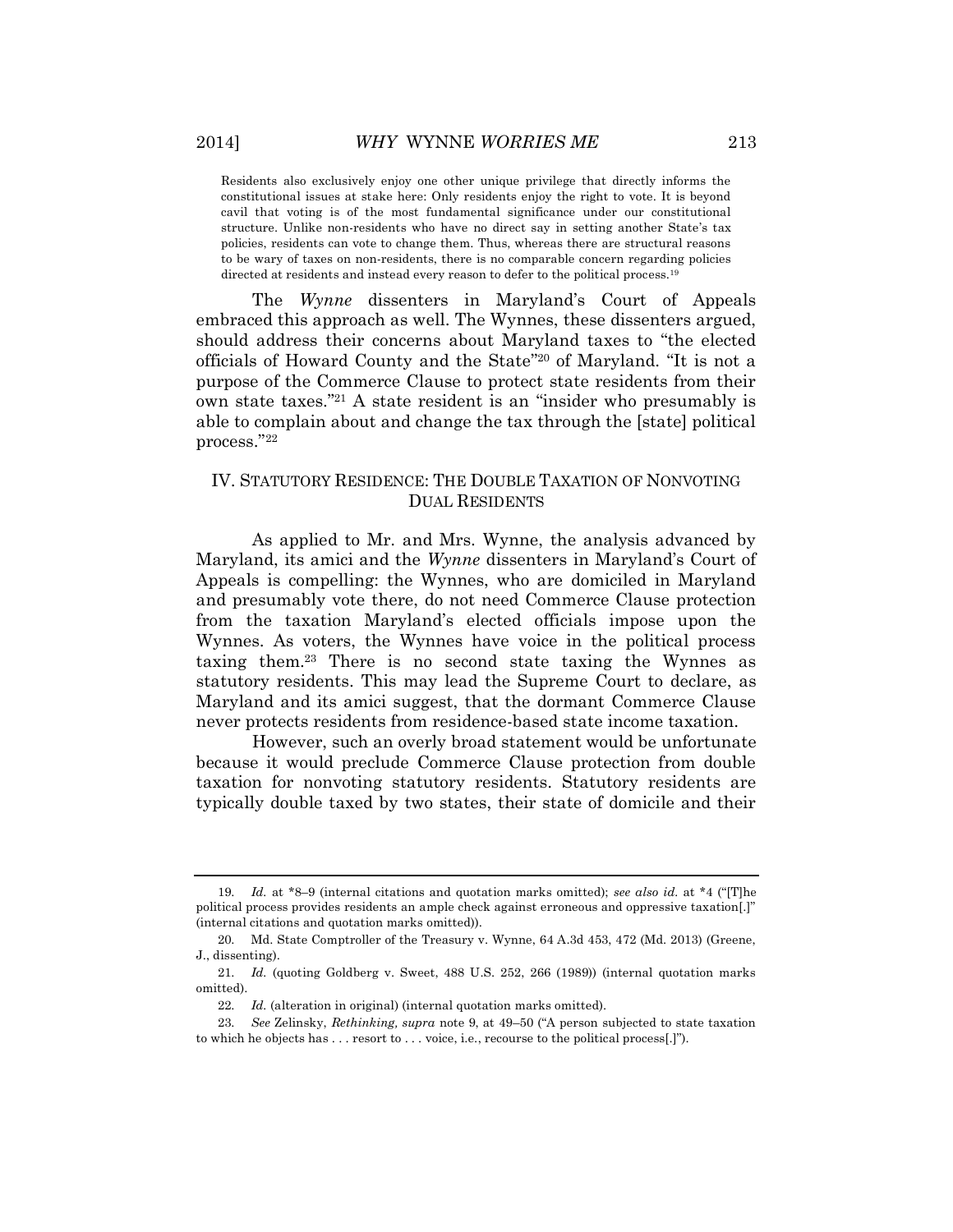> Residents also exclusively enjoy one other unique privilege that directly informs the constitutional issues at stake here: Only residents enjoy the right to vote. It is beyond cavil that voting is of the most fundamental significance under our constitutional structure. Unlike non-residents who have no direct say in setting another State's tax policies, residents can vote to change them. Thus, whereas there are structural reasons to be wary of taxes on non-residents, there is no comparable concern regarding policies directed at residents and instead every reason to defer to the political process.[19]

The *Wynne* dissenters in Maryland's Court of Appeals embraced this approach as well. The Wynnes, these dissenters argued, should address their concerns about Maryland taxes to "the elected officials of Howard County and the State"[20] of Maryland. "It is not a purpose of the Commerce Clause to protect state residents from their own state taxes."[21] A state resident is an "insider who presumably is able to complain about and change the tax through the [state] political process."[22]

## IV. STATUTORY RESIDENCE: THE DOUBLE TAXATION OF NONVOTING DUAL RESIDENTS

As applied to Mr. and Mrs. Wynne, the analysis advanced by Maryland, its amici and the *Wynne* dissenters in Maryland's Court of Appeals is compelling: the Wynnes, who are domiciled in Maryland and presumably vote there, do not need Commerce Clause protection from the taxation Maryland's elected officials impose upon the Wynnes. As voters, the Wynnes have voice in the political process taxing them.[23] There is no second state taxing the Wynnes as statutory residents. This may lead the Supreme Court to declare, as Maryland and its amici suggest, that the dormant Commerce Clause never protects residents from residence-based state income taxation.

However, such an overly broad statement would be unfortunate because it would preclude Commerce Clause protection from double taxation for nonvoting statutory residents. Statutory residents are typically double taxed by two states, their state of domicile and their

---

19. *Id.* at *8–9 (internal citations and quotation marks omitted); *see also id.* at *4 ("[T]he political process provides residents an ample check against erroneous and oppressive taxation[.]" (internal citations and quotation marks omitted)).

20. Md. State Comptroller of the Treasury v. Wynne, 64 A.3d 453, 472 (Md. 2013) (Greene, J., dissenting).

21. *Id.* (quoting Goldberg v. Sweet, 488 U.S. 252, 266 (1989)) (internal quotation marks omitted).

22. *Id.* (alteration in original) (internal quotation marks omitted).

23. *See* Zelinsky, *Rethinking*, *supra* note 9, at 49–50 ("A person subjected to state taxation to which he objects has . . . resort to . . . voice, i.e., recourse to the political process[.]").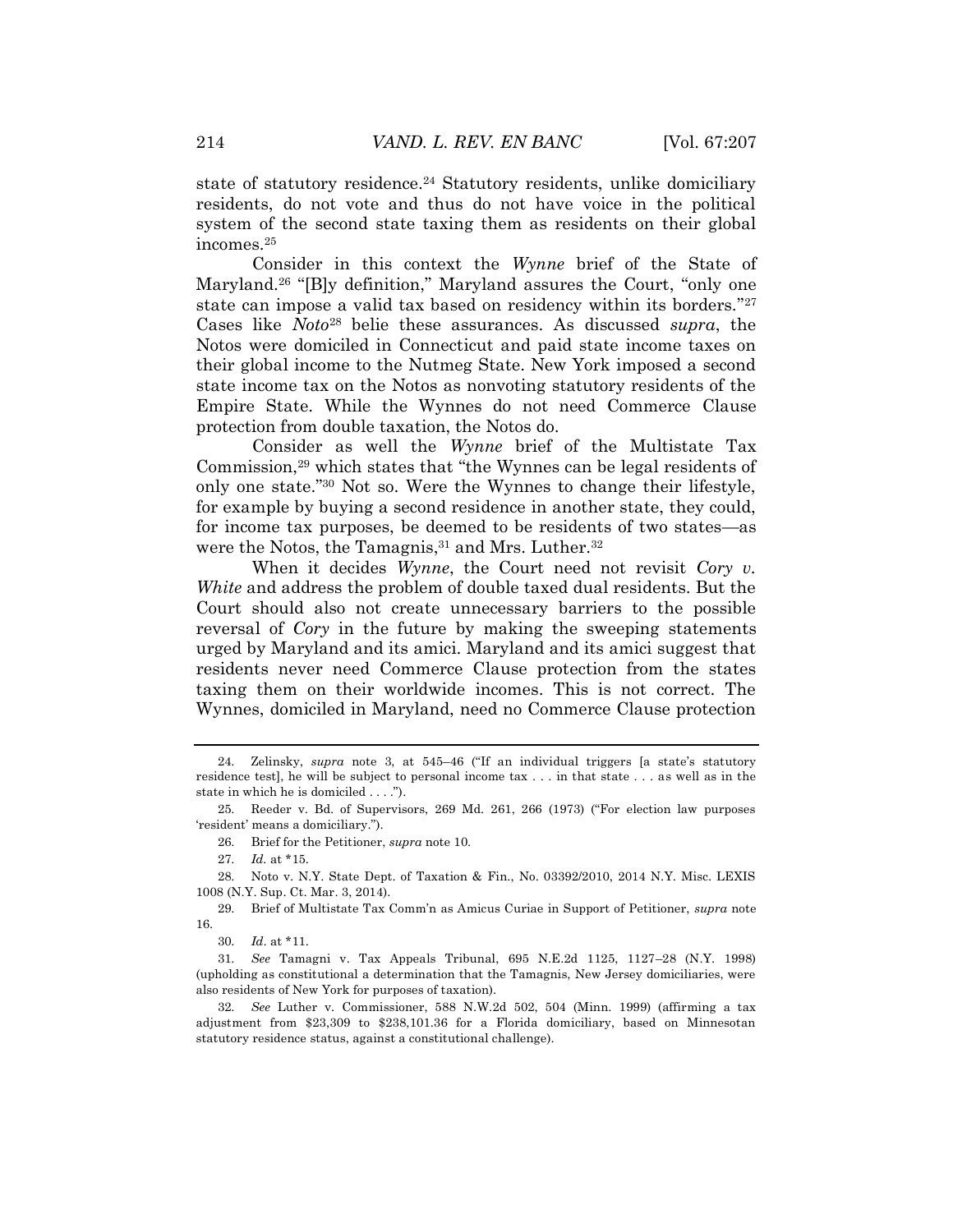state of statutory residence.[24] Statutory residents, unlike domiciliary residents, do not vote and thus do not have voice in the political system of the second state taxing them as residents on their global incomes.[25]

Consider in this context the *Wynne* brief of the State of Maryland.[26] "[B]y definition," Maryland assures the Court, "only one state can impose a valid tax based on residency within its borders."[27] Cases like *Noto*[28] belie these assurances. As discussed *supra*, the Notos were domiciled in Connecticut and paid state income taxes on their global income to the Nutmeg State. New York imposed a second state income tax on the Notos as nonvoting statutory residents of the Empire State. While the Wynnes do not need Commerce Clause protection from double taxation, the Notos do.

Consider as well the *Wynne* brief of the Multistate Tax Commission,[29] which states that "the Wynnes can be legal residents of only one state."[30] Not so. Were the Wynnes to change their lifestyle, for example by buying a second residence in another state, they could, for income tax purposes, be deemed to be residents of two states—as were the Notos, the Tamagnis,[31] and Mrs. Luther.[32]

When it decides *Wynne*, the Court need not revisit *Cory v. White* and address the problem of double taxed dual residents. But the Court should also not create unnecessary barriers to the possible reversal of *Cory* in the future by making the sweeping statements urged by Maryland and its amici. Maryland and its amici suggest that residents never need Commerce Clause protection from the states taxing them on their worldwide incomes. This is not correct. The Wynnes, domiciled in Maryland, need no Commerce Clause protection

---

24. Zelinsky, *supra* note 3, at 545–46 ("If an individual triggers [a state's statutory residence test], he will be subject to personal income tax . . . in that state . . . as well as in the state in which he is domiciled . . . .").

25. Reeder v. Bd. of Supervisors, 269 Md. 261, 266 (1973) ("For election law purposes 'resident' means a domiciliary.").

26. Brief for the Petitioner, *supra* note 10.

27. *Id.* at *15.

28. Noto v. N.Y. State Dept. of Taxation & Fin., No. 03392/2010, 2014 N.Y. Misc. LEXIS 1008 (N.Y. Sup. Ct. Mar. 3, 2014).

29. Brief of Multistate Tax Comm'n as Amicus Curiae in Support of Petitioner, *supra* note 16.

30. *Id*. at *11.

31. *See* Tamagni v. Tax Appeals Tribunal, 695 N.E.2d 1125, 1127–28 (N.Y. 1998) (upholding as constitutional a determination that the Tamagnis, New Jersey domiciliaries, were also residents of New York for purposes of taxation).

32. *See* Luther v. Commissioner, 588 N.W.2d 502, 504 (Minn. 1999) (affirming a tax adjustment from $23,309 to $238,101.36 for a Florida domiciliary, based on Minnesotan statutory residence status, against a constitutional challenge).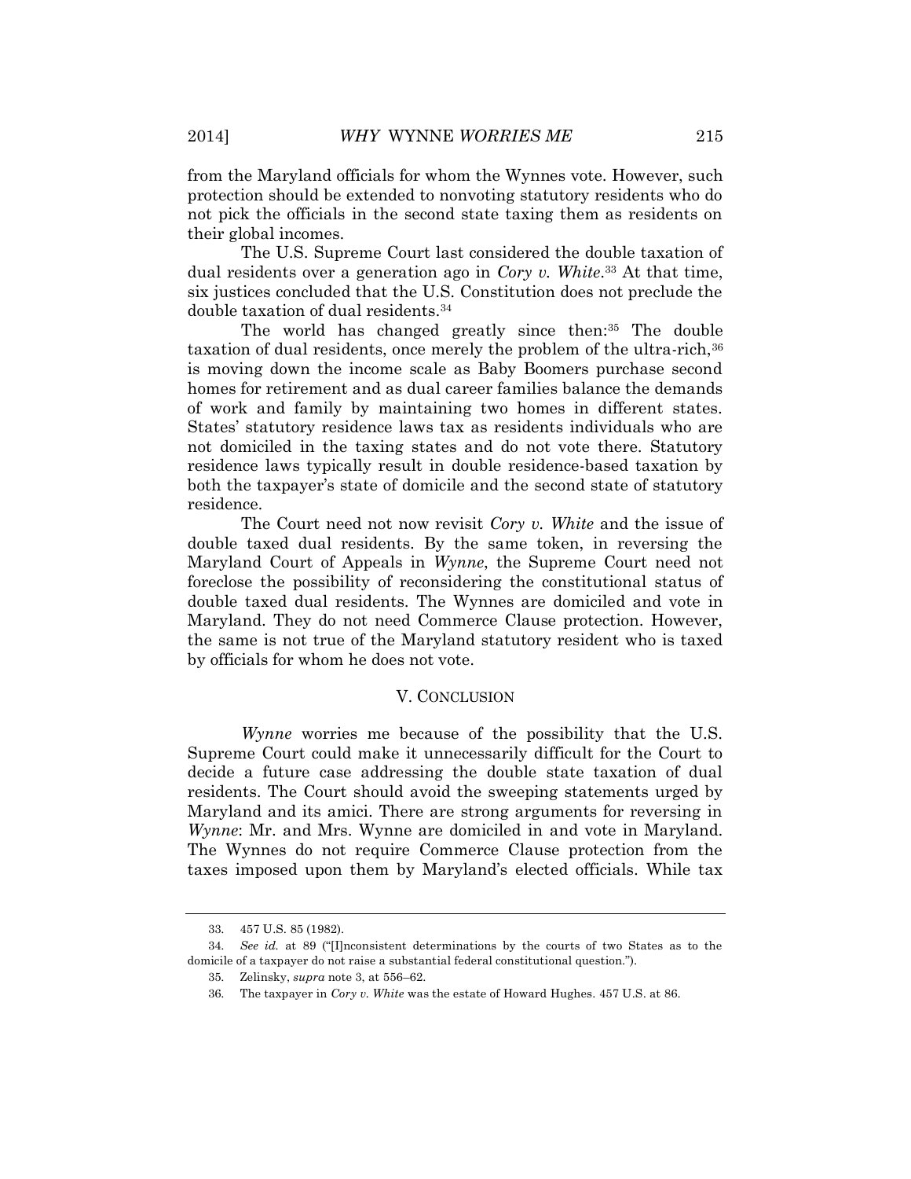from the Maryland officials for whom the Wynnes vote. However, such protection should be extended to nonvoting statutory residents who do not pick the officials in the second state taxing them as residents on their global incomes.

The U.S. Supreme Court last considered the double taxation of dual residents over a generation ago in *Cory v. White*.[33] At that time, six justices concluded that the U.S. Constitution does not preclude the double taxation of dual residents.[34]

The world has changed greatly since then:[35] The double taxation of dual residents, once merely the problem of the ultra-rich,[36] is moving down the income scale as Baby Boomers purchase second homes for retirement and as dual career families balance the demands of work and family by maintaining two homes in different states. States' statutory residence laws tax as residents individuals who are not domiciled in the taxing states and do not vote there. Statutory residence laws typically result in double residence-based taxation by both the taxpayer's state of domicile and the second state of statutory residence.

The Court need not now revisit *Cory v. White* and the issue of double taxed dual residents. By the same token, in reversing the Maryland Court of Appeals in *Wynne*, the Supreme Court need not foreclose the possibility of reconsidering the constitutional status of double taxed dual residents. The Wynnes are domiciled and vote in Maryland. They do not need Commerce Clause protection. However, the same is not true of the Maryland statutory resident who is taxed by officials for whom he does not vote.

## V. CONCLUSION

*Wynne* worries me because of the possibility that the U.S. Supreme Court could make it unnecessarily difficult for the Court to decide a future case addressing the double state taxation of dual residents. The Court should avoid the sweeping statements urged by Maryland and its amici. There are strong arguments for reversing in *Wynne*: Mr. and Mrs. Wynne are domiciled in and vote in Maryland. The Wynnes do not require Commerce Clause protection from the taxes imposed upon them by Maryland's elected officials. While tax

---

33. 457 U.S. 85 (1982).

34. *See id.* at 89 ("[I]nconsistent determinations by the courts of two States as to the domicile of a taxpayer do not raise a substantial federal constitutional question.").

35. Zelinsky, *supra* note 3, at 556–62.

36. The taxpayer in *Cory v. White* was the estate of Howard Hughes. 457 U.S. at 86.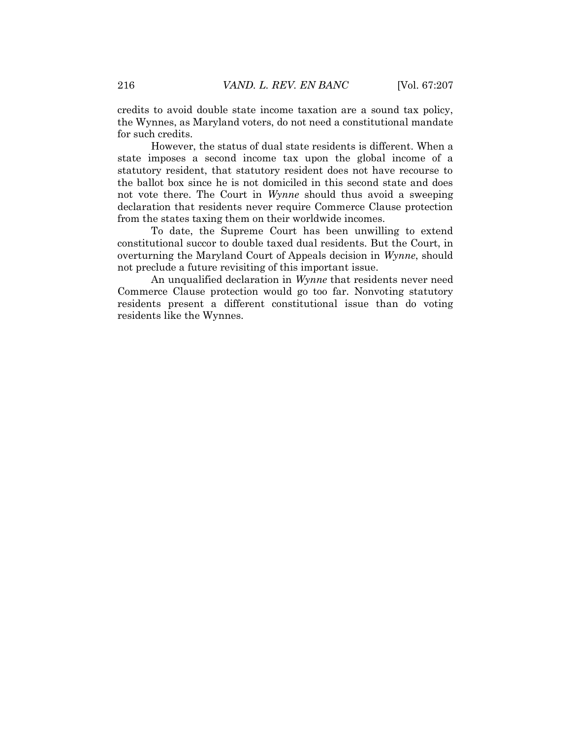credits to avoid double state income taxation are a sound tax policy, the Wynnes, as Maryland voters, do not need a constitutional mandate for such credits.

However, the status of dual state residents is different. When a state imposes a second income tax upon the global income of a statutory resident, that statutory resident does not have recourse to the ballot box since he is not domiciled in this second state and does not vote there. The Court in *Wynne* should thus avoid a sweeping declaration that residents never require Commerce Clause protection from the states taxing them on their worldwide incomes.

To date, the Supreme Court has been unwilling to extend constitutional succor to double taxed dual residents. But the Court, in overturning the Maryland Court of Appeals decision in *Wynne*, should not preclude a future revisiting of this important issue.

An unqualified declaration in *Wynne* that residents never need Commerce Clause protection would go too far. Nonvoting statutory residents present a different constitutional issue than do voting residents like the Wynnes.